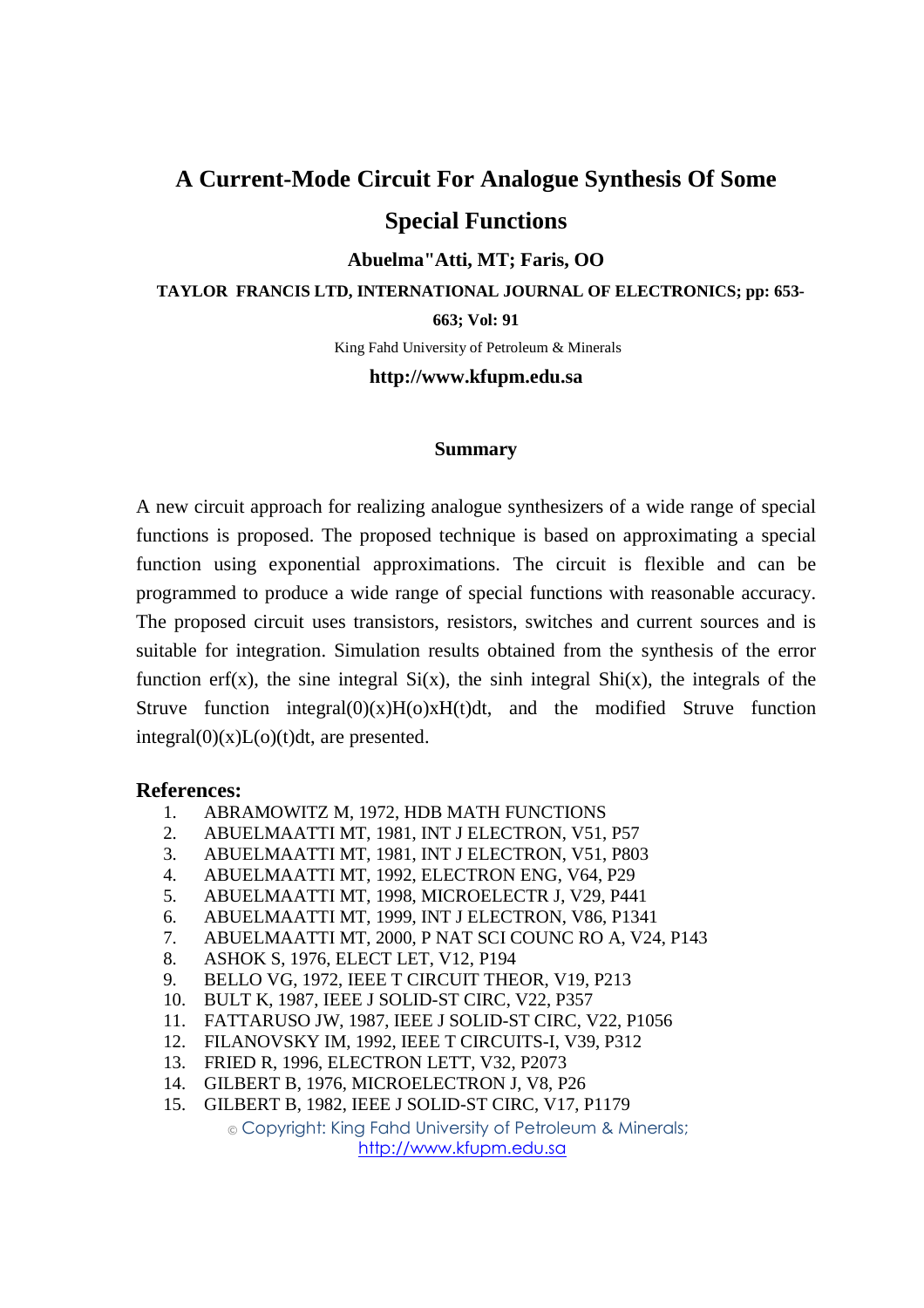# A Current-Mode Circuit For Analogue Synthesis Of Some Special Functions

**Abuelma"Atti, MT; Faris, OO**

**TAYLOR FRANCIS LTD, INTERNATIONAL JOURNAL OF ELECTRONICS; pp: 653-663; Vol: 91**

King Fahd University of Petroleum & Minerals

**http://www.kfupm.edu.sa**

## Summary

A new circuit approach for realizing analogue synthesizers of a wide range of special functions is proposed. The proposed technique is based on approximating a special function using exponential approximations. The circuit is flexible and can be programmed to produce a wide range of special functions with reasonable accuracy. The proposed circuit uses transistors, resistors, switches and current sources and is suitable for integration. Simulation results obtained from the synthesis of the error function erf(x), the sine integral Si(x), the sinh integral Shi(x), the integrals of the Struve function integral(0)(x)H(o)xH(t)dt, and the modified Struve function integral(0)(x)L(o)(t)dt, are presented.

## References:

1. ABRAMOWITZ M, 1972, HDB MATH FUNCTIONS
2. ABUELMAATTI MT, 1981, INT J ELECTRON, V51, P57
3. ABUELMAATTI MT, 1981, INT J ELECTRON, V51, P803
4. ABUELMAATTI MT, 1992, ELECTRON ENG, V64, P29
5. ABUELMAATTI MT, 1998, MICROELECTR J, V29, P441
6. ABUELMAATTI MT, 1999, INT J ELECTRON, V86, P1341
7. ABUELMAATTI MT, 2000, P NAT SCI COUNC RO A, V24, P143
8. ASHOK S, 1976, ELECT LET, V12, P194
9. BELLO VG, 1972, IEEE T CIRCUIT THEOR, V19, P213
10. BULT K, 1987, IEEE J SOLID-ST CIRC, V22, P357
11. FATTARUSO JW, 1987, IEEE J SOLID-ST CIRC, V22, P1056
12. FILANOVSKY IM, 1992, IEEE T CIRCUITS-I, V39, P312
13. FRIED R, 1996, ELECTRON LETT, V32, P2073
14. GILBERT B, 1976, MICROELECTRON J, V8, P26
15. GILBERT B, 1982, IEEE J SOLID-ST CIRC, V17, P1179

© Copyright: King Fahd University of Petroleum & Minerals; http://www.kfupm.edu.sa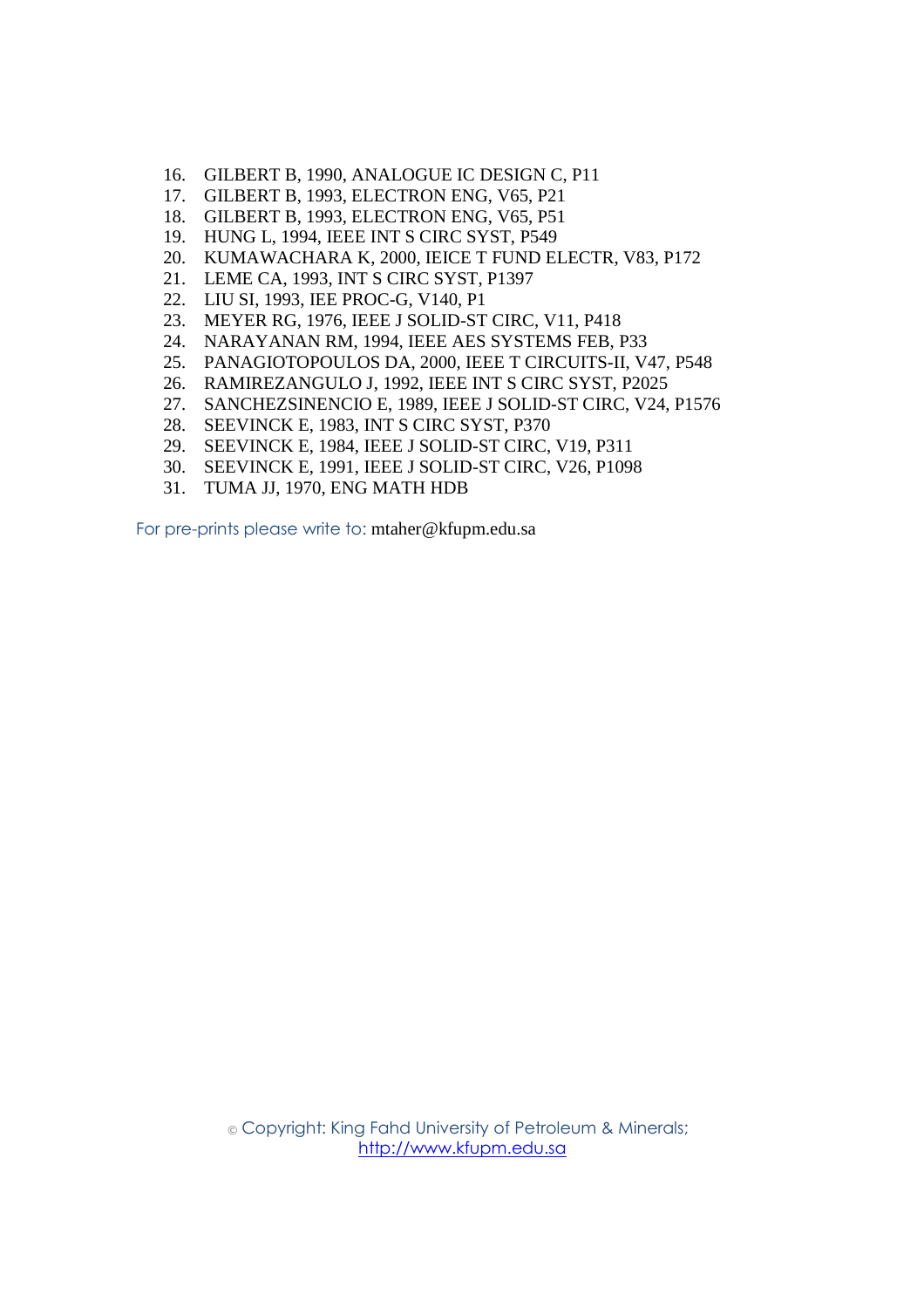16. GILBERT B, 1990, ANALOGUE IC DESIGN C, P11
17. GILBERT B, 1993, ELECTRON ENG, V65, P21
18. GILBERT B, 1993, ELECTRON ENG, V65, P51
19. HUNG L, 1994, IEEE INT S CIRC SYST, P549
20. KUMAWACHARA K, 2000, IEICE T FUND ELECTR, V83, P172
21. LEME CA, 1993, INT S CIRC SYST, P1397
22. LIU SI, 1993, IEE PROC-G, V140, P1
23. MEYER RG, 1976, IEEE J SOLID-ST CIRC, V11, P418
24. NARAYANAN RM, 1994, IEEE AES SYSTEMS FEB, P33
25. PANAGIOTOPOULOS DA, 2000, IEEE T CIRCUITS-II, V47, P548
26. RAMIREZANGULO J, 1992, IEEE INT S CIRC SYST, P2025
27. SANCHEZSINENCIO E, 1989, IEEE J SOLID-ST CIRC, V24, P1576
28. SEEVINCK E, 1983, INT S CIRC SYST, P370
29. SEEVINCK E, 1984, IEEE J SOLID-ST CIRC, V19, P311
30. SEEVINCK E, 1991, IEEE J SOLID-ST CIRC, V26, P1098
31. TUMA JJ, 1970, ENG MATH HDB

For pre-prints please write to: mtaher@kfupm.edu.sa

© Copyright: King Fahd University of Petroleum & Minerals;
http://www.kfupm.edu.sa